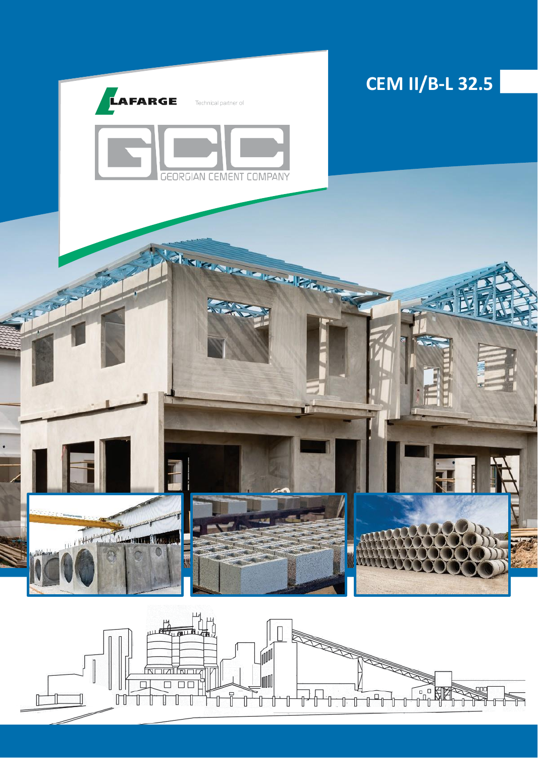LAFARGE

Technical partner of

GCC

GEORGIAN CEMENT COMPANY

# CEM II/B-L 32.5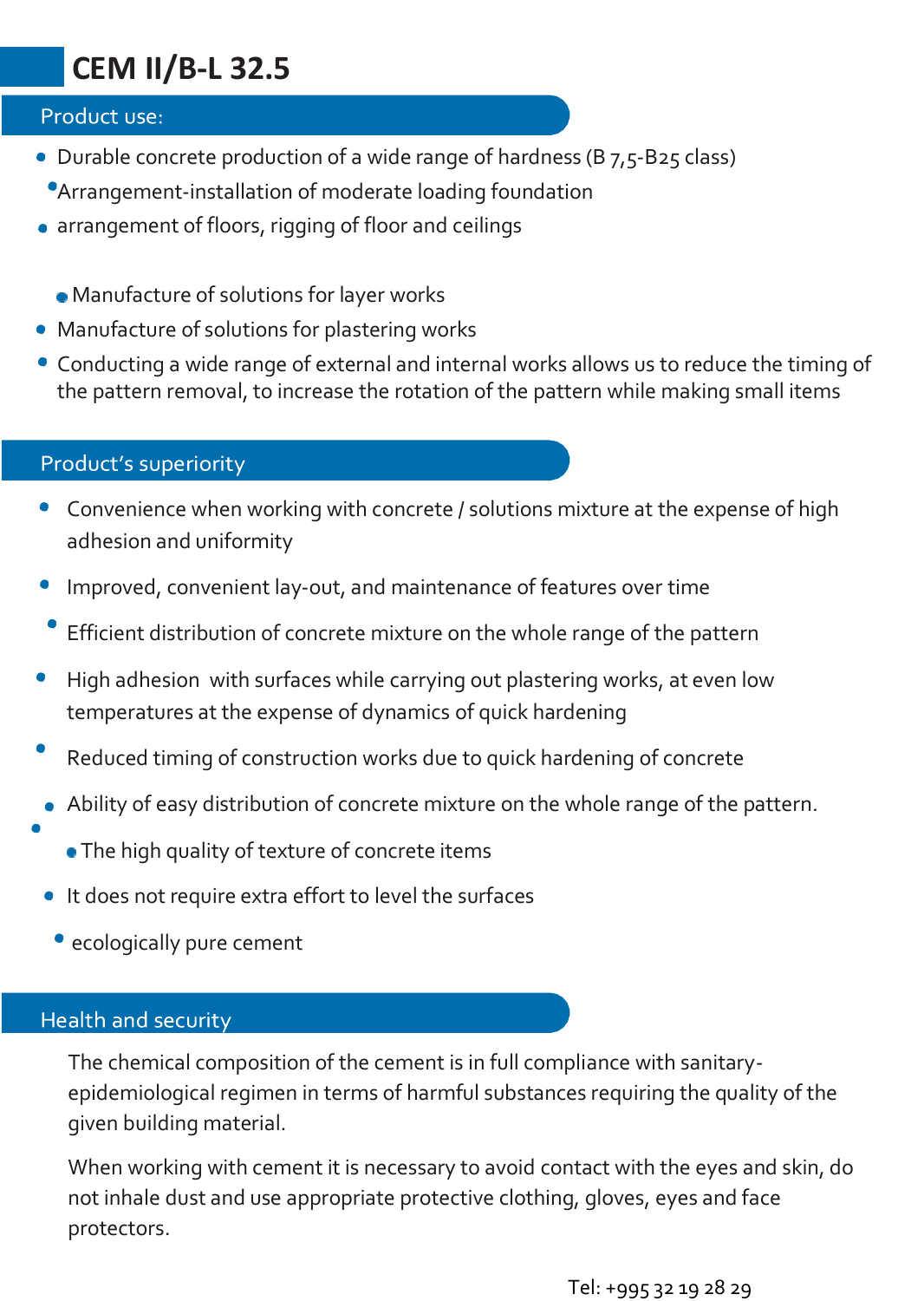# CEM II/B-L 32.5

## Product use:

- Durable concrete production of a wide range of hardness (B 7,5-B25 class)
- Arrangement-installation of moderate loading foundation
- arrangement of floors, rigging of floor and ceilings
- Manufacture of solutions for layer works
- Manufacture of solutions for plastering works
- Conducting a wide range of external and internal works allows us to reduce the timing of the pattern removal, to increase the rotation of the pattern while making small items

## Product's superiority

- Convenience when working with concrete / solutions mixture at the expense of high adhesion and uniformity
- Improved, convenient lay-out, and maintenance of features over time
- Efficient distribution of concrete mixture on the whole range of the pattern
- High adhesion with surfaces while carrying out plastering works, at even low temperatures at the expense of dynamics of quick hardening
- Reduced timing of construction works due to quick hardening of concrete
- Ability of easy distribution of concrete mixture on the whole range of the pattern.
- The high quality of texture of concrete items
- It does not require extra effort to level the surfaces
- ecologically pure cement

## Health and security

The chemical composition of the cement is in full compliance with sanitary-epidemiological regimen in terms of harmful substances requiring the quality of the given building material.

When working with cement it is necessary to avoid contact with the eyes and skin, do not inhale dust and use appropriate protective clothing, gloves, eyes and face protectors.

Tel: +995 32 19 28 29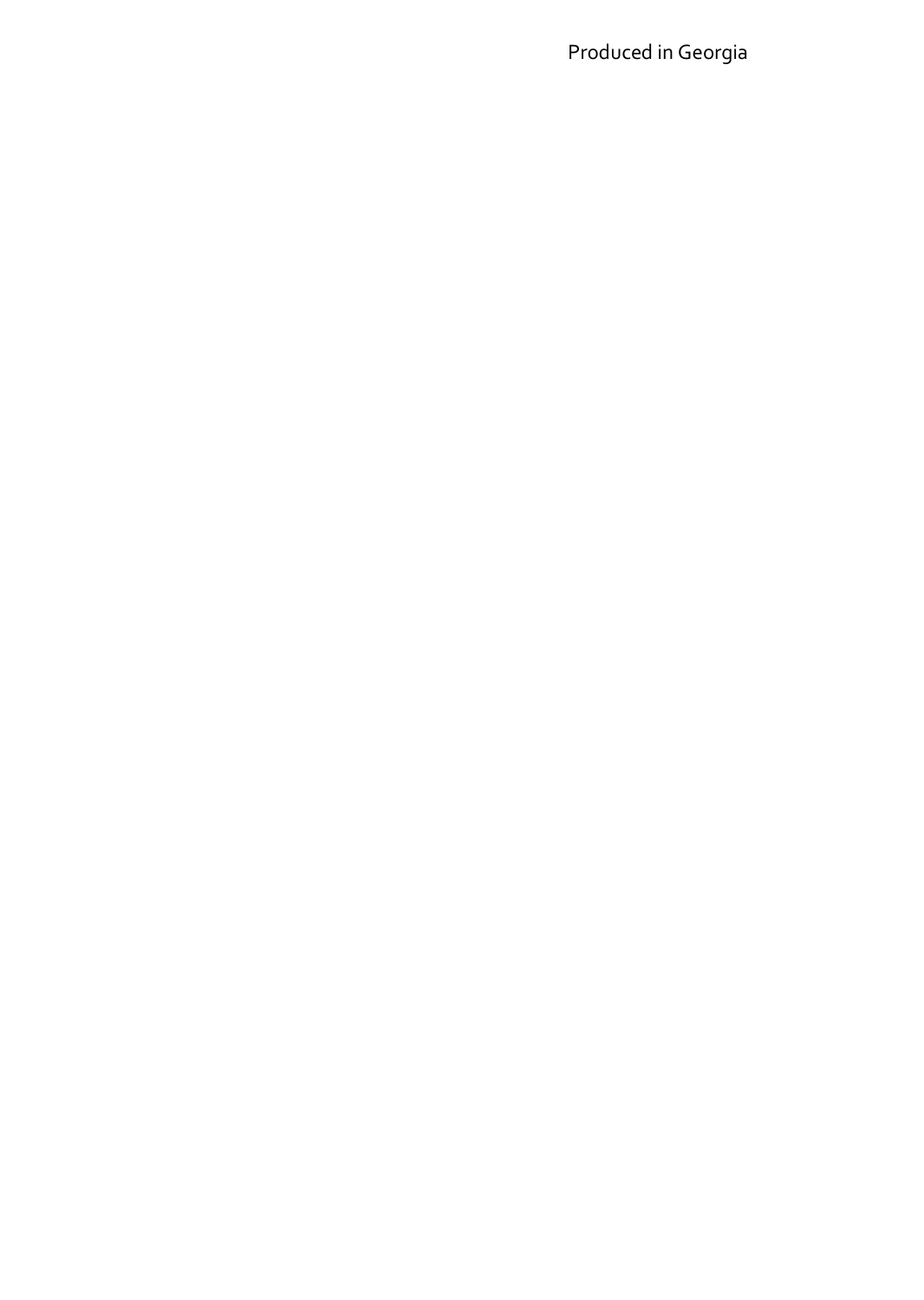Produced in Georgia